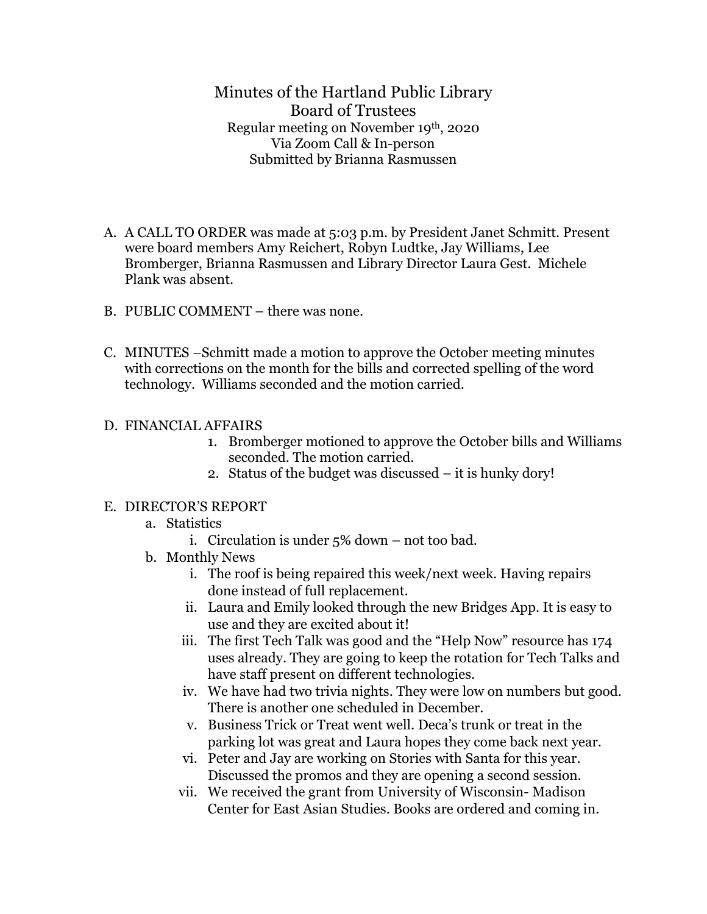# Minutes of the Hartland Public Library
## Board of Trustees

Regular meeting on November 19th, 2020
Via Zoom Call & In-person
Submitted by Brianna Rasmussen

A. A CALL TO ORDER was made at 5:03 p.m. by President Janet Schmitt. Present were board members Amy Reichert, Robyn Ludtke, Jay Williams, Lee Bromberger, Brianna Rasmussen and Library Director Laura Gest. Michele Plank was absent.

B. PUBLIC COMMENT – there was none.

C. MINUTES –Schmitt made a motion to approve the October meeting minutes with corrections on the month for the bills and corrected spelling of the word technology. Williams seconded and the motion carried.

D. FINANCIAL AFFAIRS
   1. Bromberger motioned to approve the October bills and Williams seconded. The motion carried.
   2. Status of the budget was discussed – it is hunky dory!

E. DIRECTOR'S REPORT
   a. Statistics
      i. Circulation is under 5% down – not too bad.
   b. Monthly News
      i. The roof is being repaired this week/next week. Having repairs done instead of full replacement.
      ii. Laura and Emily looked through the new Bridges App. It is easy to use and they are excited about it!
      iii. The first Tech Talk was good and the "Help Now" resource has 174 uses already. They are going to keep the rotation for Tech Talks and have staff present on different technologies.
      iv. We have had two trivia nights. They were low on numbers but good. There is another one scheduled in December.
      v. Business Trick or Treat went well. Deca's trunk or treat in the parking lot was great and Laura hopes they come back next year.
      vi. Peter and Jay are working on Stories with Santa for this year. Discussed the promos and they are opening a second session.
      vii. We received the grant from University of Wisconsin- Madison Center for East Asian Studies. Books are ordered and coming in.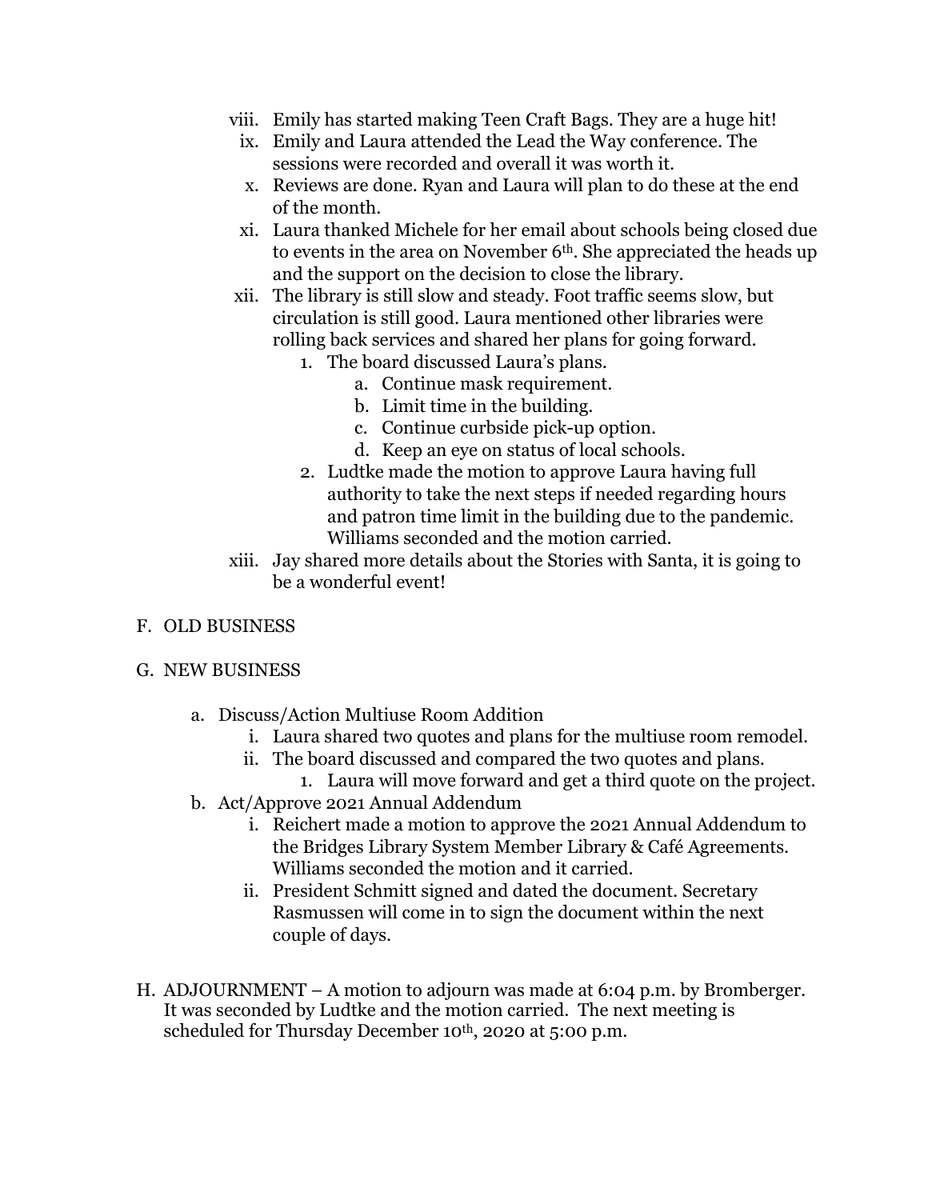viii. Emily has started making Teen Craft Bags. They are a huge hit!

ix. Emily and Laura attended the Lead the Way conference. The sessions were recorded and overall it was worth it.

x. Reviews are done. Ryan and Laura will plan to do these at the end of the month.

xi. Laura thanked Michele for her email about schools being closed due to events in the area on November 6th. She appreciated the heads up and the support on the decision to close the library.

xii. The library is still slow and steady. Foot traffic seems slow, but circulation is still good. Laura mentioned other libraries were rolling back services and shared her plans for going forward.

1. The board discussed Laura's plans.
   a. Continue mask requirement.
   b. Limit time in the building.
   c. Continue curbside pick-up option.
   d. Keep an eye on status of local schools.
2. Ludtke made the motion to approve Laura having full authority to take the next steps if needed regarding hours and patron time limit in the building due to the pandemic. Williams seconded and the motion carried.

xiii. Jay shared more details about the Stories with Santa, it is going to be a wonderful event!

F. OLD BUSINESS

G. NEW BUSINESS

a. Discuss/Action Multiuse Room Addition
   i. Laura shared two quotes and plans for the multiuse room remodel.
   ii. The board discussed and compared the two quotes and plans.
      1. Laura will move forward and get a third quote on the project.

b. Act/Approve 2021 Annual Addendum
   i. Reichert made a motion to approve the 2021 Annual Addendum to the Bridges Library System Member Library & Café Agreements. Williams seconded the motion and it carried.
   ii. President Schmitt signed and dated the document. Secretary Rasmussen will come in to sign the document within the next couple of days.

H. ADJOURNMENT – A motion to adjourn was made at 6:04 p.m. by Bromberger. It was seconded by Ludtke and the motion carried. The next meeting is scheduled for Thursday December 10th, 2020 at 5:00 p.m.